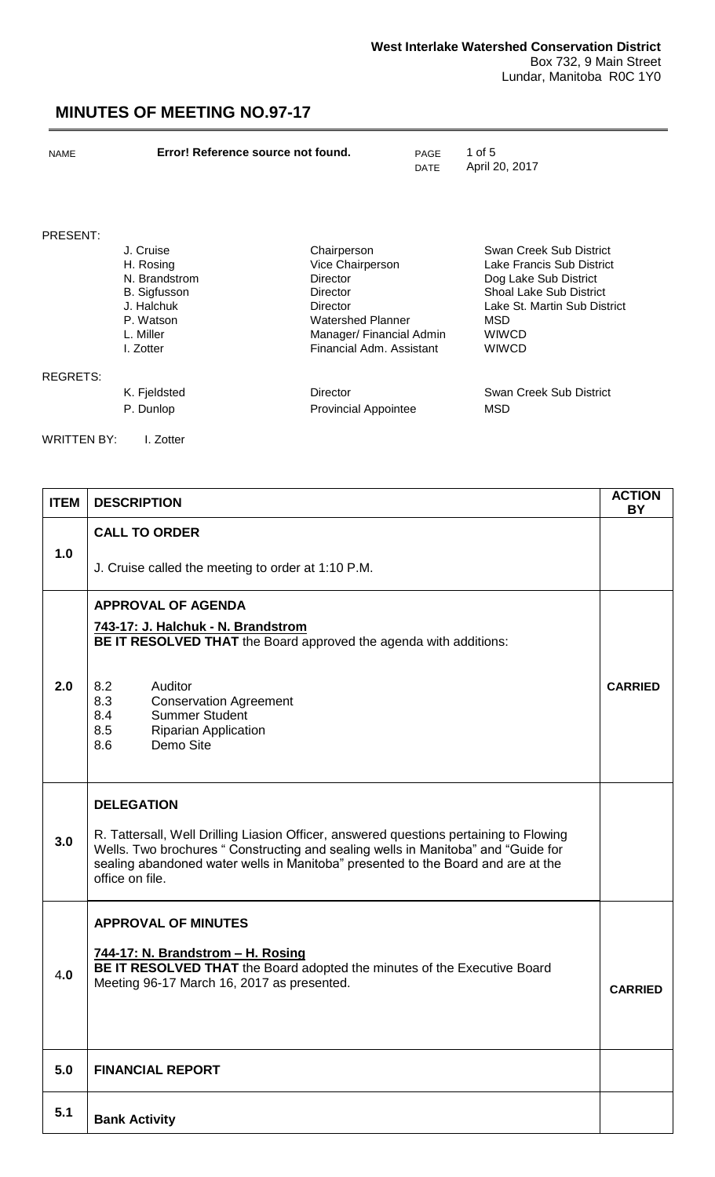**West Interlake Watershed Conservation District**
Box 732, 9 Main Street
Lundar, Manitoba R0C 1Y0

# MINUTES OF MEETING NO.97-17

| NAME | Error! Reference source not found. | PAGE | 1 of 5 |
|---|---|---|---|
| | | DATE | April 20, 2017 |

PRESENT:

| | | |
|---|---|---|
| J. Cruise | Chairperson | Swan Creek Sub District |
| H. Rosing | Vice Chairperson | Lake Francis Sub District |
| N. Brandstrom | Director | Dog Lake Sub District |
| B. Sigfusson | Director | Shoal Lake Sub District |
| J. Halchuk | Director | Lake St. Martin Sub District |
| P. Watson | Watershed Planner | MSD |
| L. Miller | Manager/ Financial Admin | WIWCD |
| I. Zotter | Financial Adm. Assistant | WIWCD |

REGRETS:

| | | |
|---|---|---|
| K. Fjeldsted | Director | Swan Creek Sub District |
| P. Dunlop | Provincial Appointee | MSD |

WRITTEN BY: I. Zotter

| ITEM | DESCRIPTION | ACTION BY |
|---|---|---|
| 1.0 | **CALL TO ORDER**<br><br>J. Cruise called the meeting to order at 1:10 P.M. | |
| 2.0 | **APPROVAL OF AGENDA**<br><br>**743-17: J. Halchuk - N. Brandstrom**<br>**BE IT RESOLVED THAT** the Board approved the agenda with additions:<br><br>8.2 Auditor<br>8.3 Conservation Agreement<br>8.4 Summer Student<br>8.5 Riparian Application<br>8.6 Demo Site | **CARRIED** |
| 3.0 | **DELEGATION**<br><br>R. Tattersall, Well Drilling Liasion Officer, answered questions pertaining to Flowing Wells. Two brochures " Constructing and sealing wells in Manitoba" and "Guide for sealing abandoned water wells in Manitoba" presented to the Board and are at the office on file. | |
| 4.0 | **APPROVAL OF MINUTES**<br><br>**744-17: N. Brandstrom – H. Rosing**<br>**BE IT RESOLVED THAT** the Board adopted the minutes of the Executive Board Meeting 96-17 March 16, 2017 as presented. | **CARRIED** |
| 5.0 | **FINANCIAL REPORT** | |
| 5.1 | **Bank Activity** | |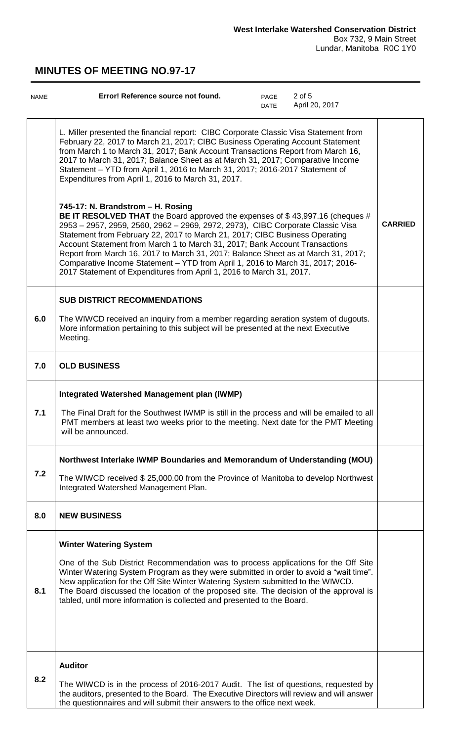| | | |
|---|---|---|
| | L. Miller presented the financial report: CIBC Corporate Classic Visa Statement from February 22, 2017 to March 21, 2017; CIBC Business Operating Account Statement from March 1 to March 31, 2017; Bank Account Transactions Report from March 16, 2017 to March 31, 2017; Balance Sheet as at March 31, 2017; Comparative Income Statement – YTD from April 1, 2016 to March 31, 2017; 2016-2017 Statement of Expenditures from April 1, 2016 to March 31, 2017.<br><br>**745-17: N. Brandstrom – H. Rosing**<br>**BE IT RESOLVED THAT** the Board approved the expenses of $ 43,997.16 (cheques # 2953 – 2957, 2959, 2560, 2962 – 2969, 2972, 2973), CIBC Corporate Classic Visa Statement from February 22, 2017 to March 21, 2017; CIBC Business Operating Account Statement from March 1 to March 31, 2017; Bank Account Transactions Report from March 16, 2017 to March 31, 2017; Balance Sheet as at March 31, 2017; Comparative Income Statement – YTD from April 1, 2016 to March 31, 2017; 2016-2017 Statement of Expenditures from April 1, 2016 to March 31, 2017. | **CARRIED** |
| 6.0 | **SUB DISTRICT RECOMMENDATIONS**<br><br>The WIWCD received an inquiry from a member regarding aeration system of dugouts. More information pertaining to this subject will be presented at the next Executive Meeting. | |
| 7.0 | **OLD BUSINESS** | |
| 7.1 | **Integrated Watershed Management plan (IWMP)**<br><br>The Final Draft for the Southwest IWMP is still in the process and will be emailed to all PMT members at least two weeks prior to the meeting. Next date for the PMT Meeting will be announced. | |
| 7.2 | **Northwest Interlake IWMP Boundaries and Memorandum of Understanding (MOU)**<br><br>The WIWCD received $ 25,000.00 from the Province of Manitoba to develop Northwest Integrated Watershed Management Plan. | |
| 8.0 | **NEW BUSINESS** | |
| 8.1 | **Winter Watering System**<br><br>One of the Sub District Recommendation was to process applications for the Off Site Winter Watering System Program as they were submitted in order to avoid a "wait time". New application for the Off Site Winter Watering System submitted to the WIWCD. The Board discussed the location of the proposed site. The decision of the approval is tabled, until more information is collected and presented to the Board. | |
| 8.2 | **Auditor**<br><br>The WIWCD is in the process of 2016-2017 Audit. The list of questions, requested by the auditors, presented to the Board. The Executive Directors will review and will answer the questionnaires and will submit their answers to the office next week. | |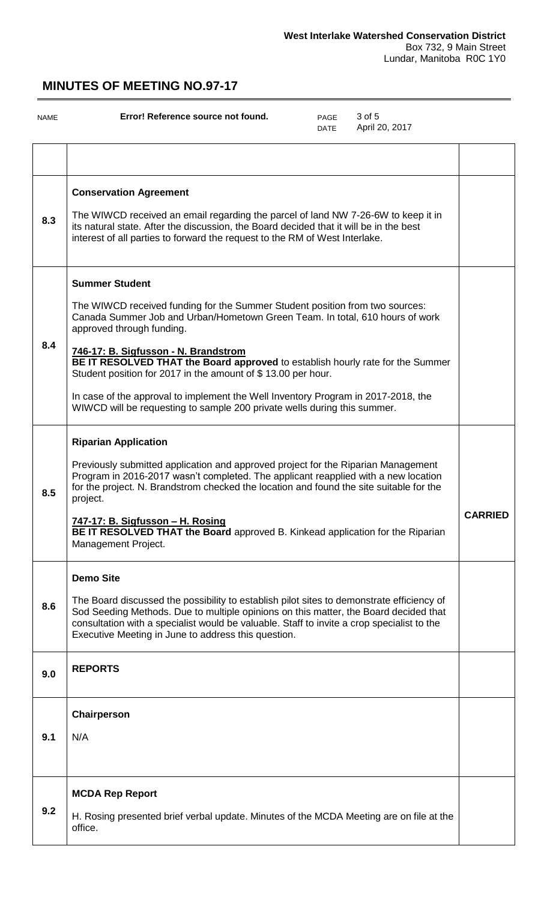| | | |
|---|---|---|
| | | |
| 8.3 | **Conservation Agreement**<br><br>The WIWCD received an email regarding the parcel of land NW 7-26-6W to keep it in its natural state. After the discussion, the Board decided that it will be in the best interest of all parties to forward the request to the RM of West Interlake. | |
| 8.4 | **Summer Student**<br><br>The WIWCD received funding for the Summer Student position from two sources: Canada Summer Job and Urban/Hometown Green Team. In total, 610 hours of work approved through funding.<br><br>**746-17: B. Sigfusson - N. Brandstrom**<br>**BE IT RESOLVED THAT the Board approved** to establish hourly rate for the Summer Student position for 2017 in the amount of $ 13.00 per hour.<br><br>In case of the approval to implement the Well Inventory Program in 2017-2018, the WIWCD will be requesting to sample 200 private wells during this summer. | |
| 8.5 | **Riparian Application**<br><br>Previously submitted application and approved project for the Riparian Management Program in 2016-2017 wasn't completed. The applicant reapplied with a new location for the project. N. Brandstrom checked the location and found the site suitable for the project.<br><br>**747-17: B. Sigfusson – H. Rosing**<br>**BE IT RESOLVED THAT the Board** approved B. Kinkead application for the Riparian Management Project. | **CARRIED** |
| 8.6 | **Demo Site**<br><br>The Board discussed the possibility to establish pilot sites to demonstrate efficiency of Sod Seeding Methods. Due to multiple opinions on this matter, the Board decided that consultation with a specialist would be valuable. Staff to invite a crop specialist to the Executive Meeting in June to address this question. | |
| 9.0 | **REPORTS** | |
| 9.1 | **Chairperson**<br><br>N/A | |
| 9.2 | **MCDA Rep Report**<br><br>H. Rosing presented brief verbal update. Minutes of the MCDA Meeting are on file at the office. | |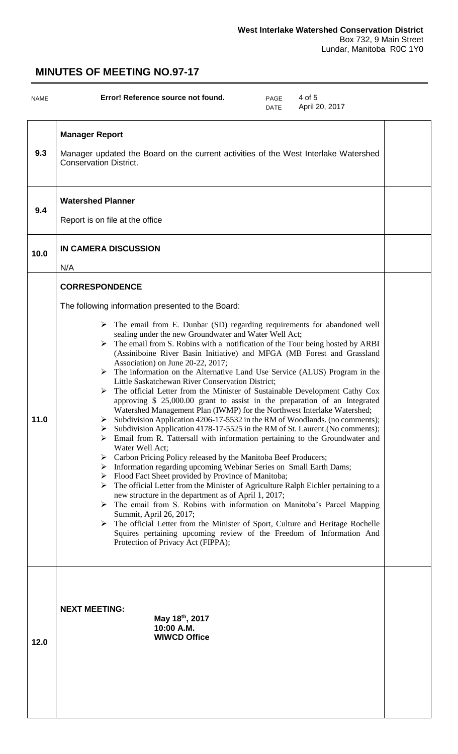**West Interlake Watershed Conservation District**
Box 732, 9 Main Street
Lundar, Manitoba R0C 1Y0

## MINUTES OF MEETING NO.97-17

| NAME | Error! Reference source not found. | PAGE / DATE | 4 of 5 / April 20, 2017 |
|---|---|---|---|

| | | |
|---|---|---|
| 9.3 | **Manager Report**<br><br>Manager updated the Board on the current activities of the West Interlake Watershed Conservation District. | |
| 9.4 | **Watershed Planner**<br><br>Report is on file at the office | |
| 10.0 | **IN CAMERA DISCUSSION**<br><br>N/A | |
| 11.0 | **CORRESPONDENCE**<br><br>The following information presented to the Board:<br><br>➢ The email from E. Dunbar (SD) regarding requirements for abandoned well sealing under the new Groundwater and Water Well Act;<br>➢ The email from S. Robins with a notification of the Tour being hosted by ARBI (Assiniboine River Basin Initiative) and MFGA (MB Forest and Grassland Association) on June 20-22, 2017;<br>➢ The information on the Alternative Land Use Service (ALUS) Program in the Little Saskatchewan River Conservation District;<br>➢ The official Letter from the Minister of Sustainable Development Cathy Cox approving $ 25,000.00 grant to assist in the preparation of an Integrated Watershed Management Plan (IWMP) for the Northwest Interlake Watershed;<br>➢ Subdivision Application 4206-17-5532 in the RM of Woodlands. (no comments);<br>➢ Subdivision Application 4178-17-5525 in the RM of St. Laurent.(No comments);<br>➢ Email from R. Tattersall with information pertaining to the Groundwater and Water Well Act;<br>➢ Carbon Pricing Policy released by the Manitoba Beef Producers;<br>➢ Information regarding upcoming Webinar Series on Small Earth Dams;<br>➢ Flood Fact Sheet provided by Province of Manitoba;<br>➢ The official Letter from the Minister of Agriculture Ralph Eichler pertaining to a new structure in the department as of April 1, 2017;<br>➢ The email from S. Robins with information on Manitoba's Parcel Mapping Summit, April 26, 2017;<br>➢ The official Letter from the Minister of Sport, Culture and Heritage Rochelle Squires pertaining upcoming review of the Freedom of Information And Protection of Privacy Act (FIPPA); | |
| 12.0 | **NEXT MEETING:**<br>**May 18th, 2017**<br>**10:00 A.M.**<br>**WIWCD Office** | |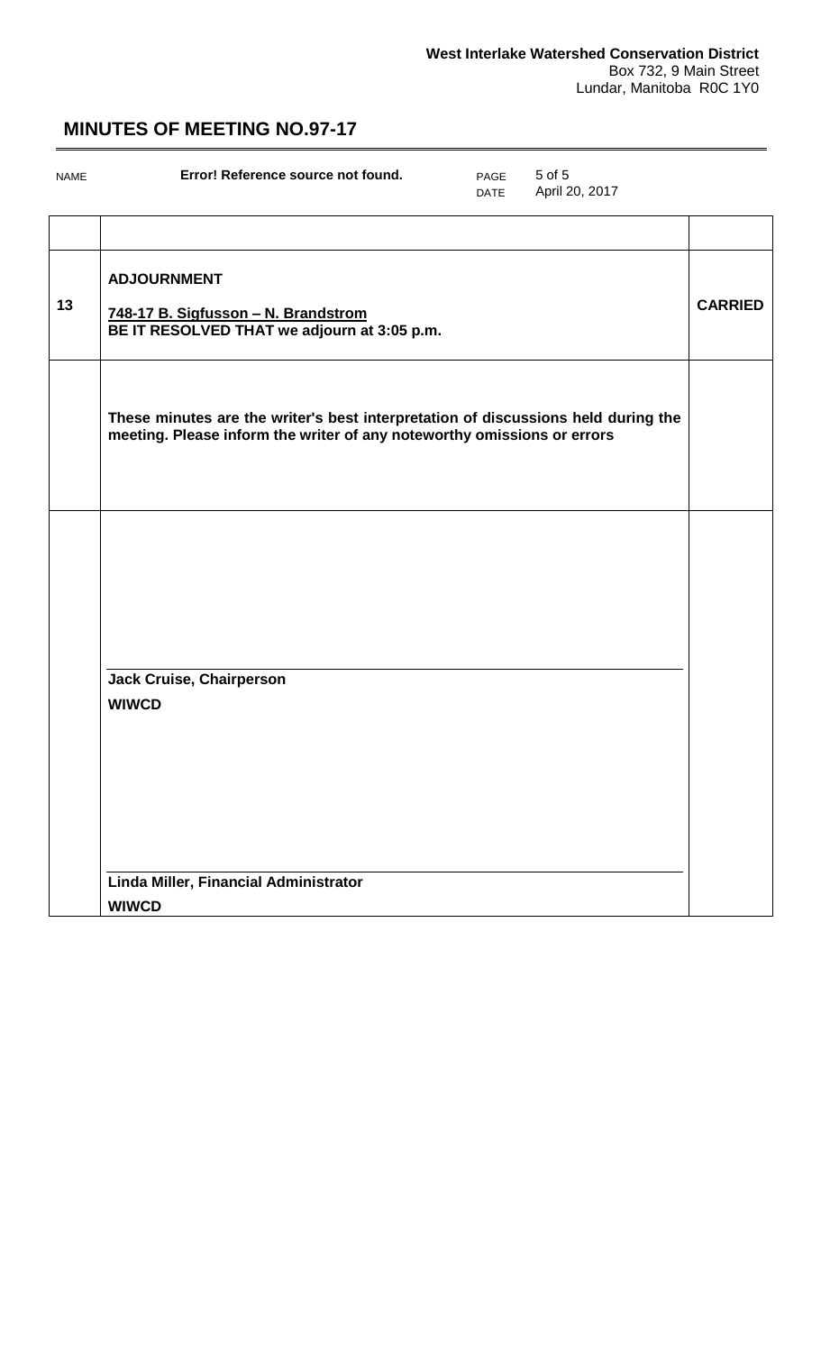**West Interlake Watershed Conservation District**
Box 732, 9 Main Street
Lundar, Manitoba R0C 1Y0

## MINUTES OF MEETING NO.97-17

NAME **Error! Reference source not found.** PAGE 5 of 5 DATE April 20, 2017

| | | |
|---|---|---|
| | | |
| 13 | **ADJOURNMENT**<br><br>**748-17 B. Sigfusson – N. Brandstrom**<br>**BE IT RESOLVED THAT we adjourn at 3:05 p.m.** | **CARRIED** |
| | **These minutes are the writer's best interpretation of discussions held during the meeting. Please inform the writer of any noteworthy omissions or errors** | |
| | **Jack Cruise, Chairperson**<br>**WIWCD**<br><br>**Linda Miller, Financial Administrator**<br>**WIWCD** | |